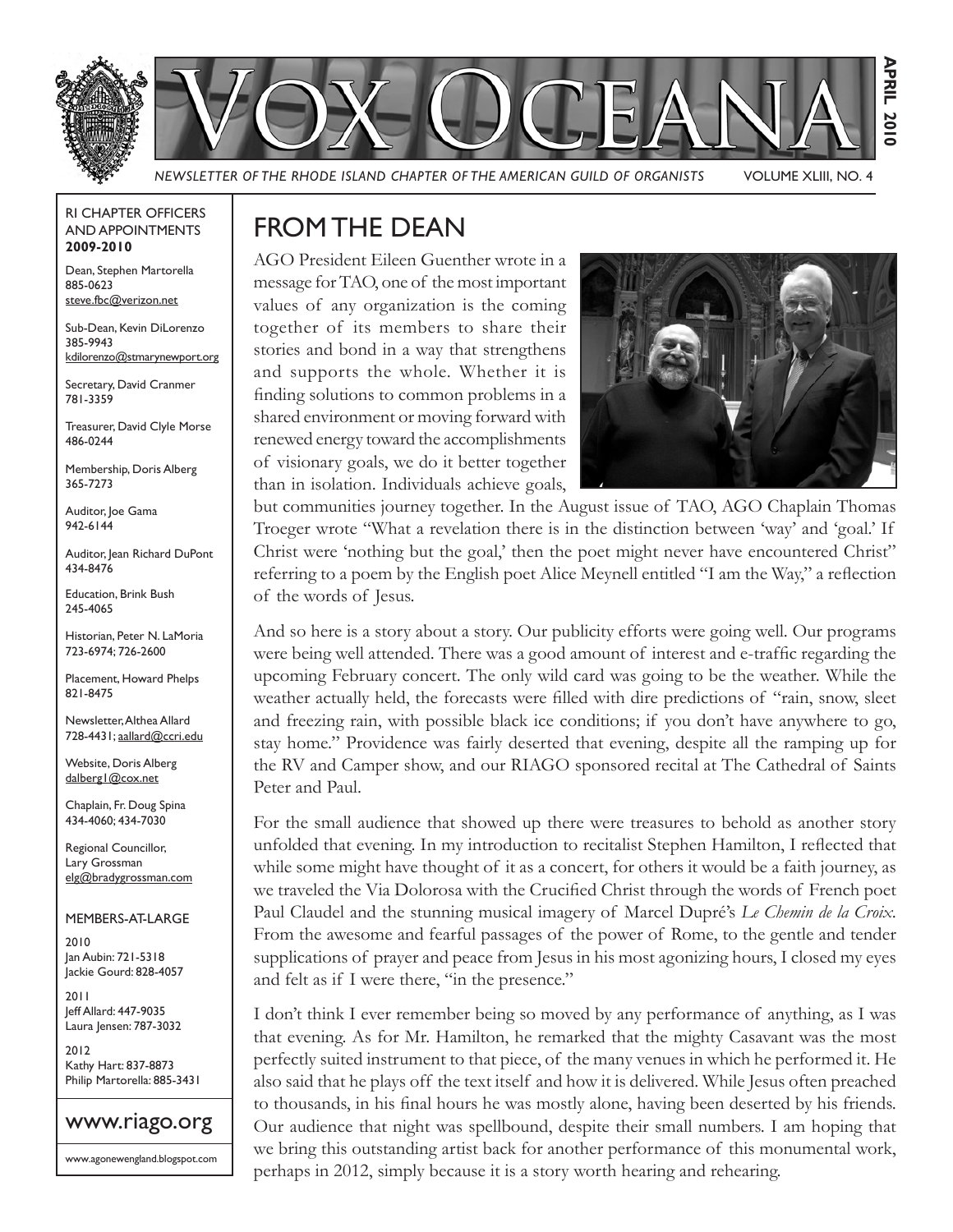# VOX OCEANA

*NEWSLETTER OF THE RHODE ISLAND CHAPTER OF THE AMERICAN GUILD OF ORGANISTS* VOLUME XLIII, NO. 4

**APRIL 2010**

RI CHAPTER OFFICERS AND APPOINTMENTS
**2009-2010**

Dean, Stephen Martorella
885-0623
steve.fbc@verizon.net

Sub-Dean, Kevin DiLorenzo
385-9943
kdilorenzo@stmarynewport.org

Secretary, David Cranmer
781-3359

Treasurer, David Clyle Morse
486-0244

Membership, Doris Alberg
365-7273

Auditor, Joe Gama
942-6144

Auditor, Jean Richard DuPont
434-8476

Education, Brink Bush
245-4065

Historian, Peter N. LaMoria
723-6974; 726-2600

Placement, Howard Phelps
821-8475

Newsletter, Althea Allard
728-4431; aallard@ccri.edu

Website, Doris Alberg
dalberg1@cox.net

Chaplain, Fr. Doug Spina
434-4060; 434-7030

Regional Councillor, Lary Grossman
elg@bradygrossman.com

MEMBERS-AT-LARGE

2010
Jan Aubin: 721-5318
Jackie Gourd: 828-4057

2011
Jeff Allard: 447-9035
Laura Jensen: 787-3032

2012
Kathy Hart: 837-8873
Philip Martorella: 885-3431

**www.riago.org**

www.agonewengland.blogspot.com

## FROM THE DEAN

AGO President Eileen Guenther wrote in a message for TAO, one of the most important values of any organization is the coming together of its members to share their stories and bond in a way that strengthens and supports the whole. Whether it is finding solutions to common problems in a shared environment or moving forward with renewed energy toward the accomplishments of visionary goals, we do it better together than in isolation. Individuals achieve goals, but communities journey together. In the August issue of TAO, AGO Chaplain Thomas Troeger wrote "What a revelation there is in the distinction between 'way' and 'goal.' If Christ were 'nothing but the goal,' then the poet might never have encountered Christ" referring to a poem by the English poet Alice Meynell entitled "I am the Way," a reflection of the words of Jesus.

And so here is a story about a story. Our publicity efforts were going well. Our programs were being well attended. There was a good amount of interest and e-traffic regarding the upcoming February concert. The only wild card was going to be the weather. While the weather actually held, the forecasts were filled with dire predictions of "rain, snow, sleet and freezing rain, with possible black ice conditions; if you don't have anywhere to go, stay home." Providence was fairly deserted that evening, despite all the ramping up for the RV and Camper show, and our RIAGO sponsored recital at The Cathedral of Saints Peter and Paul.

For the small audience that showed up there were treasures to behold as another story unfolded that evening. In my introduction to recitalist Stephen Hamilton, I reflected that while some might have thought of it as a concert, for others it would be a faith journey, as we traveled the Via Dolorosa with the Crucified Christ through the words of French poet Paul Claudel and the stunning musical imagery of Marcel Dupré's *Le Chemin de la Croix*. From the awesome and fearful passages of the power of Rome, to the gentle and tender supplications of prayer and peace from Jesus in his most agonizing hours, I closed my eyes and felt as if I were there, "in the presence."

I don't think I ever remember being so moved by any performance of anything, as I was that evening. As for Mr. Hamilton, he remarked that the mighty Casavant was the most perfectly suited instrument to that piece, of the many venues in which he performed it. He also said that he plays off the text itself and how it is delivered. While Jesus often preached to thousands, in his final hours he was mostly alone, having been deserted by his friends. Our audience that night was spellbound, despite their small numbers. I am hoping that we bring this outstanding artist back for another performance of this monumental work, perhaps in 2012, simply because it is a story worth hearing and rehearing.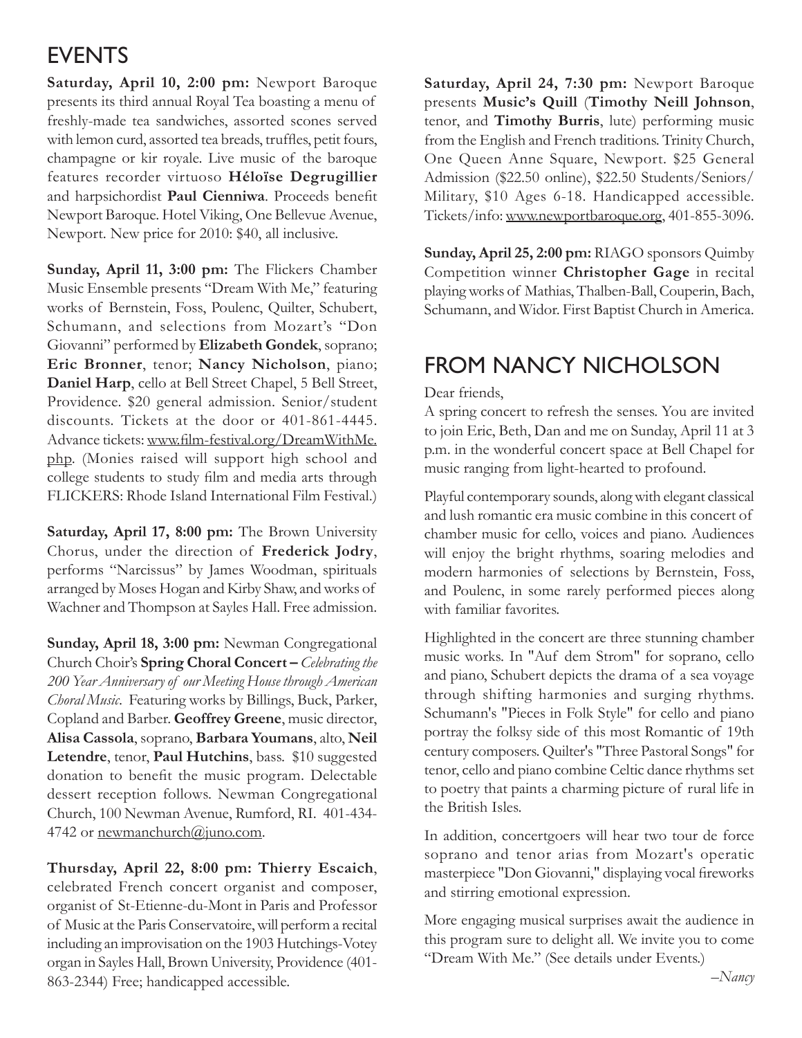## EVENTS

**Saturday, April 10, 2:00 pm:** Newport Baroque presents its third annual Royal Tea boasting a menu of freshly-made tea sandwiches, assorted scones served with lemon curd, assorted tea breads, truffles, petit fours, champagne or kir royale. Live music of the baroque features recorder virtuoso **Héloïse Degrugillier** and harpsichordist **Paul Cienniwa**. Proceeds benefit Newport Baroque. Hotel Viking, One Bellevue Avenue, Newport. New price for 2010: $40, all inclusive.

**Sunday, April 11, 3:00 pm:** The Flickers Chamber Music Ensemble presents "Dream With Me," featuring works of Bernstein, Foss, Poulenc, Quilter, Schubert, Schumann, and selections from Mozart's "Don Giovanni" performed by **Elizabeth Gondek**, soprano; **Eric Bronner**, tenor; **Nancy Nicholson**, piano; **Daniel Harp**, cello at Bell Street Chapel, 5 Bell Street, Providence. $20 general admission. Senior/student discounts. Tickets at the door or 401-861-4445. Advance tickets: www.film-festival.org/DreamWithMe.php. (Monies raised will support high school and college students to study film and media arts through FLICKERS: Rhode Island International Film Festival.)

**Saturday, April 17, 8:00 pm:** The Brown University Chorus, under the direction of **Frederick Jodry**, performs "Narcissus" by James Woodman, spirituals arranged by Moses Hogan and Kirby Shaw, and works of Wachner and Thompson at Sayles Hall. Free admission.

**Sunday, April 18, 3:00 pm:** Newman Congregational Church Choir's **Spring Choral Concert** – *Celebrating the 200 Year Anniversary of our Meeting House through American Choral Music*. Featuring works by Billings, Buck, Parker, Copland and Barber. **Geoffrey Greene**, music director, **Alisa Cassola**, soprano, **Barbara Youmans**, alto, **Neil Letendre**, tenor, **Paul Hutchins**, bass. $10 suggested donation to benefit the music program. Delectable dessert reception follows. Newman Congregational Church, 100 Newman Avenue, Rumford, RI. 401-434-4742 or newmanchurch@juno.com.

**Thursday, April 22, 8:00 pm: Thierry Escaich**, celebrated French concert organist and composer, organist of St-Etienne-du-Mont in Paris and Professor of Music at the Paris Conservatoire, will perform a recital including an improvisation on the 1903 Hutchings-Votey organ in Sayles Hall, Brown University, Providence (401-863-2344) Free; handicapped accessible.

**Saturday, April 24, 7:30 pm:** Newport Baroque presents **Music's Quill** (**Timothy Neill Johnson**, tenor, and **Timothy Burris**, lute) performing music from the English and French traditions. Trinity Church, One Queen Anne Square, Newport. $25 General Admission ($22.50 online), $22.50 Students/Seniors/Military, $10 Ages 6-18. Handicapped accessible. Tickets/info: www.newportbaroque.org, 401-855-3096.

**Sunday, April 25, 2:00 pm:** RIAGO sponsors Quimby Competition winner **Christopher Gage** in recital playing works of Mathias, Thalben-Ball, Couperin, Bach, Schumann, and Widor. First Baptist Church in America.

## FROM NANCY NICHOLSON

Dear friends,

A spring concert to refresh the senses. You are invited to join Eric, Beth, Dan and me on Sunday, April 11 at 3 p.m. in the wonderful concert space at Bell Chapel for music ranging from light-hearted to profound.

Playful contemporary sounds, along with elegant classical and lush romantic era music combine in this concert of chamber music for cello, voices and piano. Audiences will enjoy the bright rhythms, soaring melodies and modern harmonies of selections by Bernstein, Foss, and Poulenc, in some rarely performed pieces along with familiar favorites.

Highlighted in the concert are three stunning chamber music works. In "Auf dem Strom" for soprano, cello and piano, Schubert depicts the drama of a sea voyage through shifting harmonies and surging rhythms. Schumann's "Pieces in Folk Style" for cello and piano portray the folksy side of this most Romantic of 19th century composers. Quilter's "Three Pastoral Songs" for tenor, cello and piano combine Celtic dance rhythms set to poetry that paints a charming picture of rural life in the British Isles.

In addition, concertgoers will hear two tour de force soprano and tenor arias from Mozart's operatic masterpiece "Don Giovanni," displaying vocal fireworks and stirring emotional expression.

More engaging musical surprises await the audience in this program sure to delight all. We invite you to come "Dream With Me." (See details under Events.)

*–Nancy*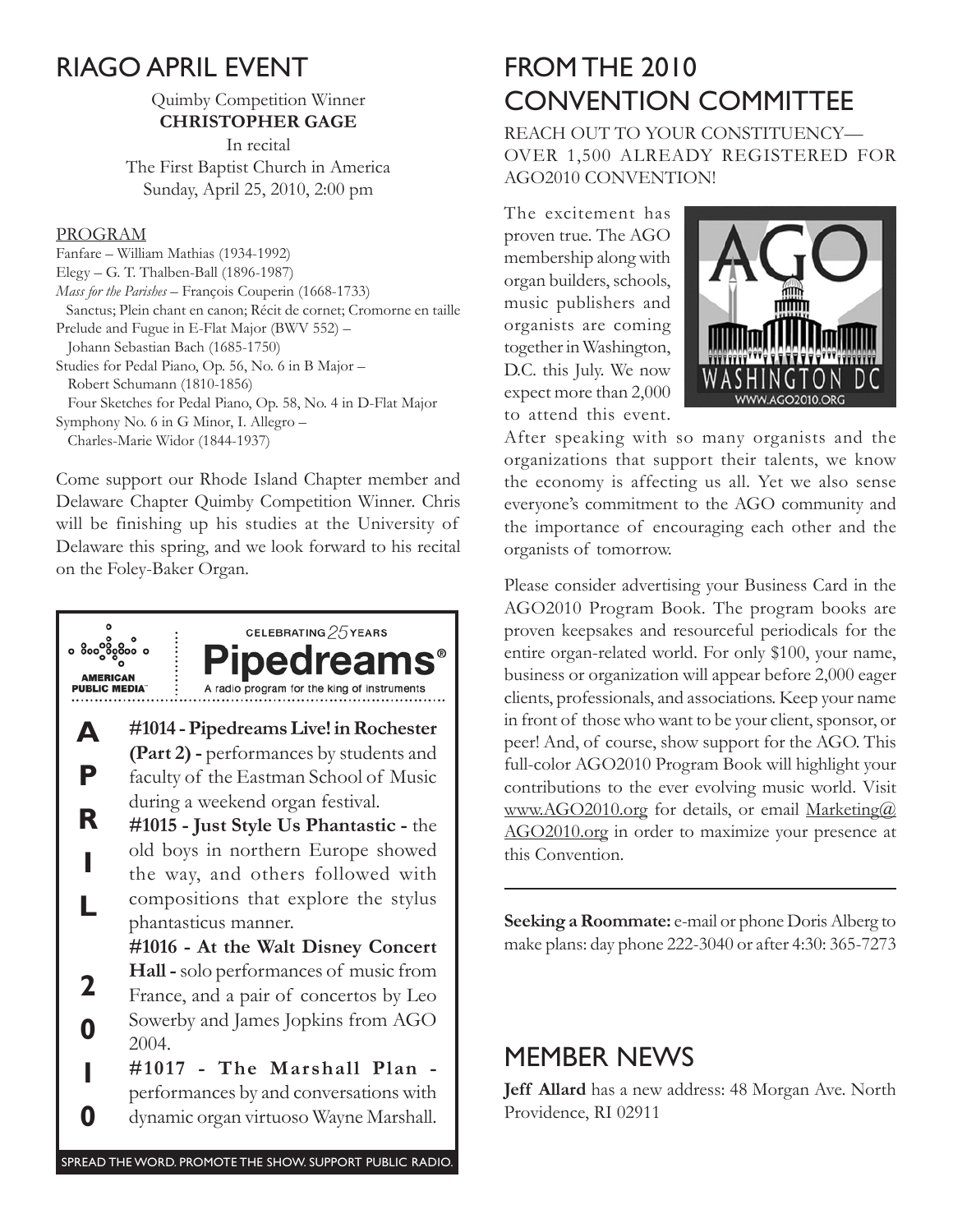## RIAGO APRIL EVENT

Quimby Competition Winner
**CHRISTOPHER GAGE**
In recital
The First Baptist Church in America
Sunday, April 25, 2010, 2:00 pm

PROGRAM

Fanfare – William Mathias (1934-1992)
Elegy – G. T. Thalben-Ball (1896-1987)
*Mass for the Parishes* – François Couperin (1668-1733)
Sanctus; Plein chant en canon; Récit de cornet; Cromorne en taille
Prelude and Fugue in E-Flat Major (BWV 552) – Johann Sebastian Bach (1685-1750)
Studies for Pedal Piano, Op. 56, No. 6 in B Major – Robert Schumann (1810-1856)
Four Sketches for Pedal Piano, Op. 58, No. 4 in D-Flat Major
Symphony No. 6 in G Minor, I. Allegro – Charles-Marie Widor (1844-1937)

Come support our Rhode Island Chapter member and Delaware Chapter Quimby Competition Winner. Chris will be finishing up his studies at the University of Delaware this spring, and we look forward to his recital on the Foley-Baker Organ.

AMERICAN PUBLIC MEDIA

CELEBRATING 25 YEARS
**Pipedreams®**
A radio program for the king of instruments

APRIL 2010

**#1014 - Pipedreams Live! in Rochester (Part 2) -** performances by students and faculty of the Eastman School of Music during a weekend organ festival.

**#1015 - Just Style Us Phantastic -** the old boys in northern Europe showed the way, and others followed with compositions that explore the stylus phantasticus manner.

**#1016 - At the Walt Disney Concert Hall -** solo performances of music from France, and a pair of concertos by Leo Sowerby and James Jopkins from AGO 2004.

**#1017 - The Marshall Plan -** performances by and conversations with dynamic organ virtuoso Wayne Marshall.

SPREAD THE WORD. PROMOTE THE SHOW. SUPPORT PUBLIC RADIO.

## FROM THE 2010 CONVENTION COMMITTEE

REACH OUT TO YOUR CONSTITUENCY—OVER 1,500 ALREADY REGISTERED FOR AGO2010 CONVENTION!

The excitement has proven true. The AGO membership along with organ builders, schools, music publishers and organists are coming together in Washington, D.C. this July. We now expect more than 2,000 to attend this event. After speaking with so many organists and the organizations that support their talents, we know the economy is affecting us all. Yet we also sense everyone's commitment to the AGO community and the importance of encouraging each other and the organists of tomorrow.

AGO WASHINGTON DC WWW.AGO2010.ORG

Please consider advertising your Business Card in the AGO2010 Program Book. The program books are proven keepsakes and resourceful periodicals for the entire organ-related world. For only $100, your name, business or organization will appear before 2,000 eager clients, professionals, and associations. Keep your name in front of those who want to be your client, sponsor, or peer! And, of course, show support for the AGO. This full-color AGO2010 Program Book will highlight your contributions to the ever evolving music world. Visit www.AGO2010.org for details, or email Marketing@AGO2010.org in order to maximize your presence at this Convention.

---

**Seeking a Roommate:** e-mail or phone Doris Alberg to make plans: day phone 222-3040 or after 4:30: 365-7273

## MEMBER NEWS

**Jeff Allard** has a new address: 48 Morgan Ave. North Providence, RI 02911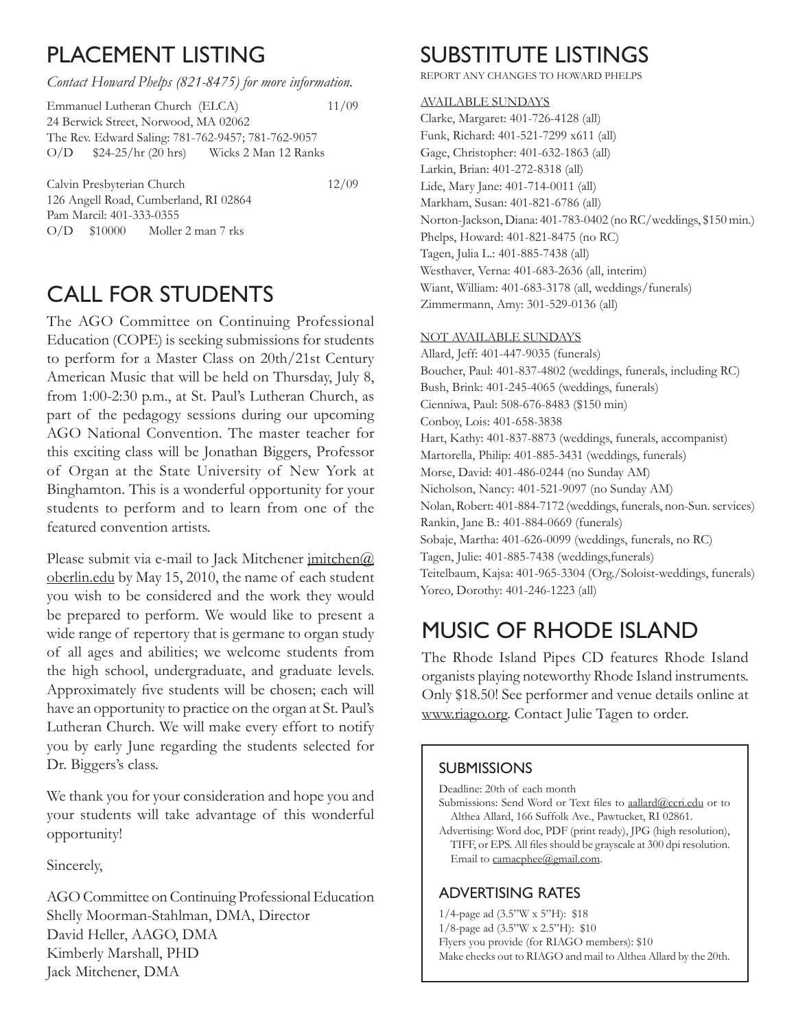# PLACEMENT LISTING

*Contact Howard Phelps (821-8475) for more information.*

Emmanuel Lutheran Church (ELCA) 11/09
24 Berwick Street, Norwood, MA 02062
The Rev. Edward Saling: 781-762-9457; 781-762-9057
O/D $24-25/hr (20 hrs) Wicks 2 Man 12 Ranks

Calvin Presbyterian Church 12/09
126 Angell Road, Cumberland, RI 02864
Pam Marcil: 401-333-0355
O/D $10000 Moller 2 man 7 rks

# CALL FOR STUDENTS

The AGO Committee on Continuing Professional Education (COPE) is seeking submissions for students to perform for a Master Class on 20th/21st Century American Music that will be held on Thursday, July 8, from 1:00-2:30 p.m., at St. Paul's Lutheran Church, as part of the pedagogy sessions during our upcoming AGO National Convention. The master teacher for this exciting class will be Jonathan Biggers, Professor of Organ at the State University of New York at Binghamton. This is a wonderful opportunity for your students to perform and to learn from one of the featured convention artists.

Please submit via e-mail to Jack Mitchener jmitchen@oberlin.edu by May 15, 2010, the name of each student you wish to be considered and the work they would be prepared to perform. We would like to present a wide range of repertory that is germane to organ study of all ages and abilities; we welcome students from the high school, undergraduate, and graduate levels. Approximately five students will be chosen; each will have an opportunity to practice on the organ at St. Paul's Lutheran Church. We will make every effort to notify you by early June regarding the students selected for Dr. Biggers's class.

We thank you for your consideration and hope you and your students will take advantage of this wonderful opportunity!

Sincerely,

AGO Committee on Continuing Professional Education
Shelly Moorman-Stahlman, DMA, Director
David Heller, AAGO, DMA
Kimberly Marshall, PHD
Jack Mitchener, DMA

# SUBSTITUTE LISTINGS

REPORT ANY CHANGES TO HOWARD PHELPS

AVAILABLE SUNDAYS

Clarke, Margaret: 401-726-4128 (all)
Funk, Richard: 401-521-7299 x611 (all)
Gage, Christopher: 401-632-1863 (all)
Larkin, Brian: 401-272-8318 (all)
Lide, Mary Jane: 401-714-0011 (all)
Markham, Susan: 401-821-6786 (all)
Norton-Jackson, Diana: 401-783-0402 (no RC/weddings, $150 min.)
Phelps, Howard: 401-821-8475 (no RC)
Tagen, Julia L.: 401-885-7438 (all)
Westhaver, Verna: 401-683-2636 (all, interim)
Wiant, William: 401-683-3178 (all, weddings/funerals)
Zimmermann, Amy: 301-529-0136 (all)

NOT AVAILABLE SUNDAYS

Allard, Jeff: 401-447-9035 (funerals)
Boucher, Paul: 401-837-4802 (weddings, funerals, including RC)
Bush, Brink: 401-245-4065 (weddings, funerals)
Cienniwa, Paul: 508-676-8483 ($150 min)
Conboy, Lois: 401-658-3838
Hart, Kathy: 401-837-8873 (weddings, funerals, accompanist)
Martorella, Philip: 401-885-3431 (weddings, funerals)
Morse, David: 401-486-0244 (no Sunday AM)
Nicholson, Nancy: 401-521-9097 (no Sunday AM)
Nolan, Robert: 401-884-7172 (weddings, funerals, non-Sun. services)
Rankin, Jane B.: 401-884-0669 (funerals)
Sobaje, Martha: 401-626-0099 (weddings, funerals, no RC)
Tagen, Julie: 401-885-7438 (weddings,funerals)
Teitelbaum, Kajsa: 401-965-3304 (Org./Soloist-weddings, funerals)
Yoreo, Dorothy: 401-246-1223 (all)

# MUSIC OF RHODE ISLAND

The Rhode Island Pipes CD features Rhode Island organists playing noteworthy Rhode Island instruments. Only $18.50! See performer and venue details online at www.riago.org. Contact Julie Tagen to order.

## SUBMISSIONS

Deadline: 20th of each month
Submissions: Send Word or Text files to aallard@ccri.edu or to Althea Allard, 166 Suffolk Ave., Pawtucket, RI 02861.
Advertising: Word doc, PDF (print ready), JPG (high resolution), TIFF, or EPS. All files should be grayscale at 300 dpi resolution. Email to camacphee@gmail.com.

## ADVERTISING RATES

1/4-page ad (3.5"W x 5"H): $18
1/8-page ad (3.5"W x 2.5"H): $10
Flyers you provide (for RIAGO members): $10
Make checks out to RIAGO and mail to Althea Allard by the 20th.